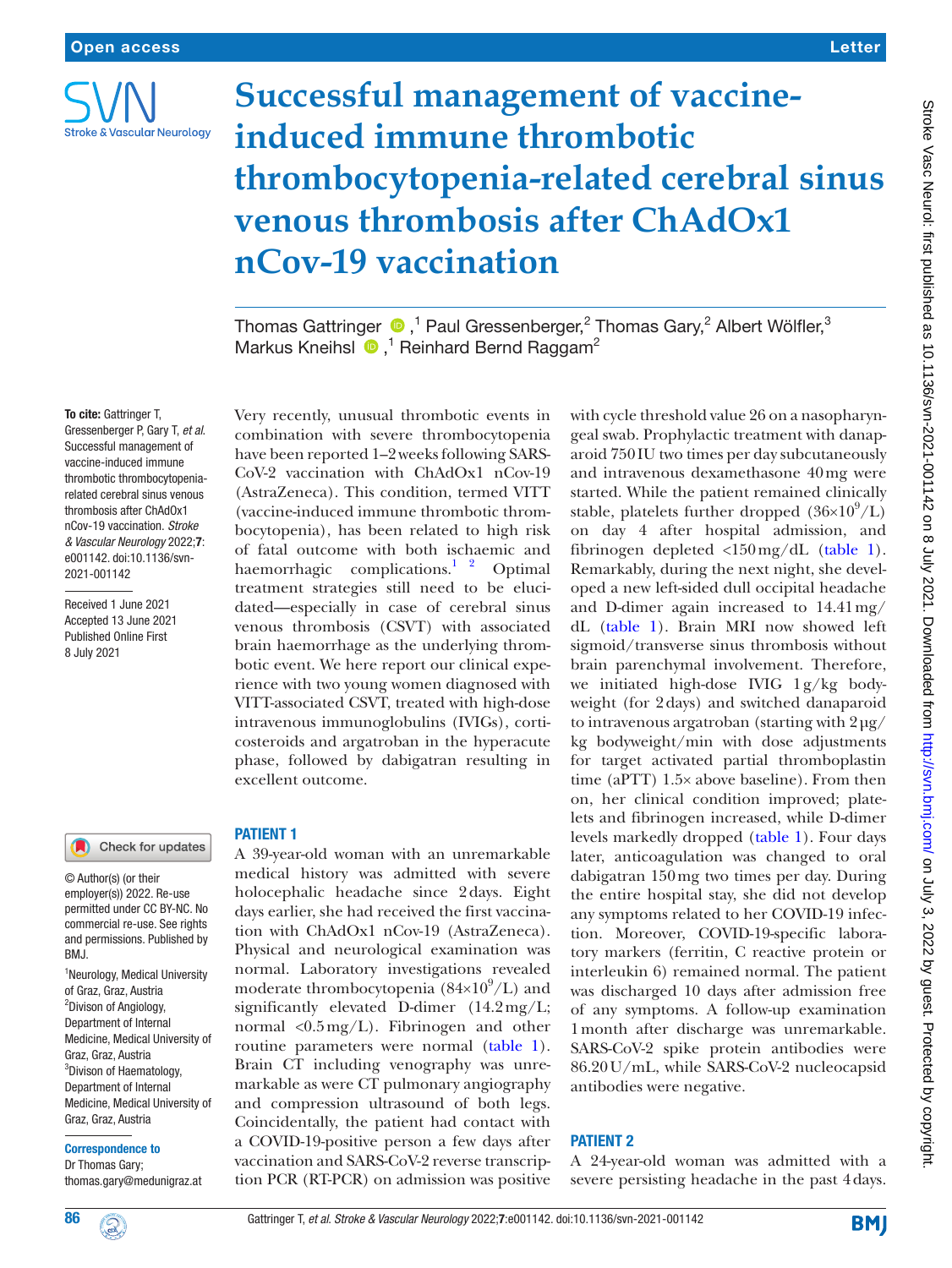# Successful management of vaccine-induced immune thrombotic thrombocytopenia-related cerebral sinus venous thrombosis after ChAdOx1 nCov-19 vaccination

Thomas Gattringer,[1] Paul Gressenberger,[2] Thomas Gary,[2] Albert Wölfler,[3] Markus Kneihsl,[1] Reinhard Bernd Raggam[2]

**To cite:** Gattringer T, Gressenberger P, Gary T, *et al*. Successful management of vaccine-induced immune thrombotic thrombocytopenia-related cerebral sinus venous thrombosis after ChAdOx1 nCov-19 vaccination. *Stroke & Vascular Neurology* 2022;**7**: e001142. doi:10.1136/svn-2021-001142

Received 1 June 2021
Accepted 13 June 2021
Published Online First 8 July 2021

© Author(s) (or their employer(s)) 2022. Re-use permitted under CC BY-NC. No commercial re-use. See rights and permissions. Published by BMJ.

[1]Neurology, Medical University of Graz, Graz, Austria
[2]Divison of Angiology, Department of Internal Medicine, Medical University of Graz, Graz, Austria
[3]Divison of Haematology, Department of Internal Medicine, Medical University of Graz, Graz, Austria

**Correspondence to**
Dr Thomas Gary;
thomas.gary@medunigraz.at

Very recently, unusual thrombotic events in combination with severe thrombocytopenia have been reported 1–2weeks following SARS-CoV-2 vaccination with ChAdOx1 nCov-19 (AstraZeneca). This condition, termed VITT (vaccine-induced immune thrombotic thrombocytopenia), has been related to high risk of fatal outcome with both ischaemic and haemorrhagic complications.[1,2] Optimal treatment strategies still need to be elucidated—especially in case of cerebral sinus venous thrombosis (CSVT) with associated brain haemorrhage as the underlying thrombotic event. We here report our clinical experience with two young women diagnosed with VITT-associated CSVT, treated with high-dose intravenous immunoglobulins (IVIGs), corticosteroids and argatroban in the hyperacute phase, followed by dabigatran resulting in excellent outcome.

## PATIENT 1

A 39-year-old woman with an unremarkable medical history was admitted with severe holocephalic headache since 2days. Eight days earlier, she had received the first vaccination with ChAdOx1 nCov-19 (AstraZeneca). Physical and neurological examination was normal. Laboratory investigations revealed moderate thrombocytopenia ($84\times10^9$/L) and significantly elevated D-dimer (14.2mg/L; normal <0.5mg/L). Fibrinogen and other routine parameters were normal (table 1). Brain CT including venography was unremarkable as were CT pulmonary angiography and compression ultrasound of both legs. Coincidentally, the patient had contact with a COVID-19-positive person a few days after vaccination and SARS-CoV-2 reverse transcription PCR (RT-PCR) on admission was positive with cycle threshold value 26 on a nasopharyngeal swab. Prophylactic treatment with danaparoid 750IU two times per day subcutaneously and intravenous dexamethasone 40mg were started. While the patient remained clinically stable, platelets further dropped ($36\times10^9$/L) on day 4 after hospital admission, and fibrinogen depleted <150mg/dL (table 1). Remarkably, during the next night, she developed a new left-sided dull occipital headache and D-dimer again increased to 14.41mg/dL (table 1). Brain MRI now showed left sigmoid/transverse sinus thrombosis without brain parenchymal involvement. Therefore, we initiated high-dose IVIG 1g/kg bodyweight (for 2days) and switched danaparoid to intravenous argatroban (starting with 2µg/kg bodyweight/min with dose adjustments for target activated partial thromboplastin time (aPTT) 1.5× above baseline). From then on, her clinical condition improved; platelets and fibrinogen increased, while D-dimer levels markedly dropped (table 1). Four days later, anticoagulation was changed to oral dabigatran 150mg two times per day. During the entire hospital stay, she did not develop any symptoms related to her COVID-19 infection. Moreover, COVID-19-specific laboratory markers (ferritin, C reactive protein or interleukin 6) remained normal. The patient was discharged 10 days after admission free of any symptoms. A follow-up examination 1month after discharge was unremarkable. SARS-CoV-2 spike protein antibodies were 86.20U/mL, while SARS-CoV-2 nucleocapsid antibodies were negative.

## PATIENT 2

A 24-year-old woman was admitted with a severe persisting headache in the past 4days.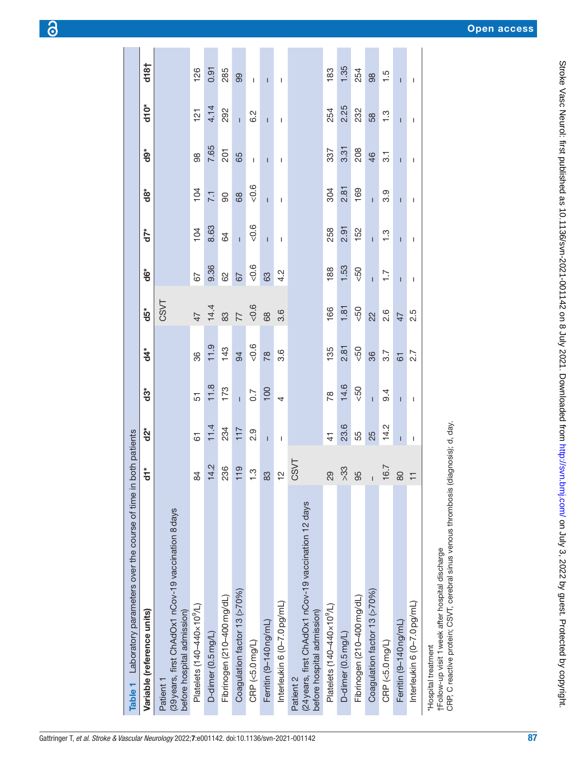**Table 1** Laboratory parameters over the course of time in both patients

| Variable (reference units) | d1* | d2* | d3* | d4* | d5* | d6* | d7* | d8* | d9* | d10* | d18† |
|---|---|---|---|---|---|---|---|---|---|---|---|
| Patient 1 (39 years, first ChAdOx1 nCov-19 vaccination 8 days before hospital admission) | | | | | CSVT | | | | | | |
| Platelets (140–440×10⁹/L) | 84 | 61 | 51 | 36 | 47 | 67 | 104 | 104 | 98 | 121 | 126 |
| D-dimer (0.5 mg/L) | 14.2 | 11.4 | 11.8 | 11.9 | 14.4 | 9.36 | 8.63 | 7.1 | 7.65 | 4.14 | 0.91 |
| Fibrinogen (210–400 mg/dL) | 236 | 234 | 173 | 143 | 83 | 62 | 64 | 90 | 201 | 292 | 285 |
| Coagulation factor 13 (>70%) | 119 | 117 | – | 94 | 77 | 67 | – | 68 | 65 | – | 99 |
| CRP (<5.0 mg/L) | 1.3 | 2.9 | 0.7 | <0.6 | <0.6 | <0.6 | <0.6 | <0.6 | – | 6.2 | – |
| Ferritin (9–140 ng/mL) | 83 | – | 100 | 78 | 68 | 63 | – | – | – | – | – |
| Interleukin 6 (0–7.0 pg/mL) | 12 | – | 4 | 3.6 | 3.6 | 4.2 | – | – | – | – | – |
| Patient 2 (24 years, first ChAdOx1 nCov-19 vaccination 12 days before hospital admission) | CSVT | | | | | | | | | | |
| Platelets (140–440×10⁹/L) | 29 | 41 | 78 | 135 | 166 | 188 | 258 | 304 | 337 | 254 | 183 |
| D-dimer (0.5 mg/L) | >33 | 23.6 | 14.6 | 2.81 | 1.81 | 1.53 | 2.91 | 2.81 | 3.31 | 2.25 | 1.35 |
| Fibrinogen (210–400 mg/dL) | 95 | 55 | <50 | <50 | <50 | <50 | 152 | 169 | 208 | 232 | 254 |
| Coagulation factor 13 (>70%) | – | 25 | – | 36 | 22 | – | – | – | 46 | 58 | 98 |
| CRP (<5.0 mg/L) | 16.7 | 14.2 | 9.4 | 3.7 | 2.6 | 1.7 | 1.3 | 3.9 | 3.1 | 1.3 | 1.5 |
| Ferritin (9–140 ng/mL) | 80 | – | – | 61 | 47 | – | – | – | – | – | – |
| Interleukin 6 (0–7.0 pg/mL) | 11 | – | – | 2.7 | 2.5 | – | – | – | – | – | – |

*Hospital treatment

†Follow-up visit 1 week after hospital discharge

CRP, C reactive protein; CSVT, cerebral sinus venous thrombosis (diagnosis); d, day.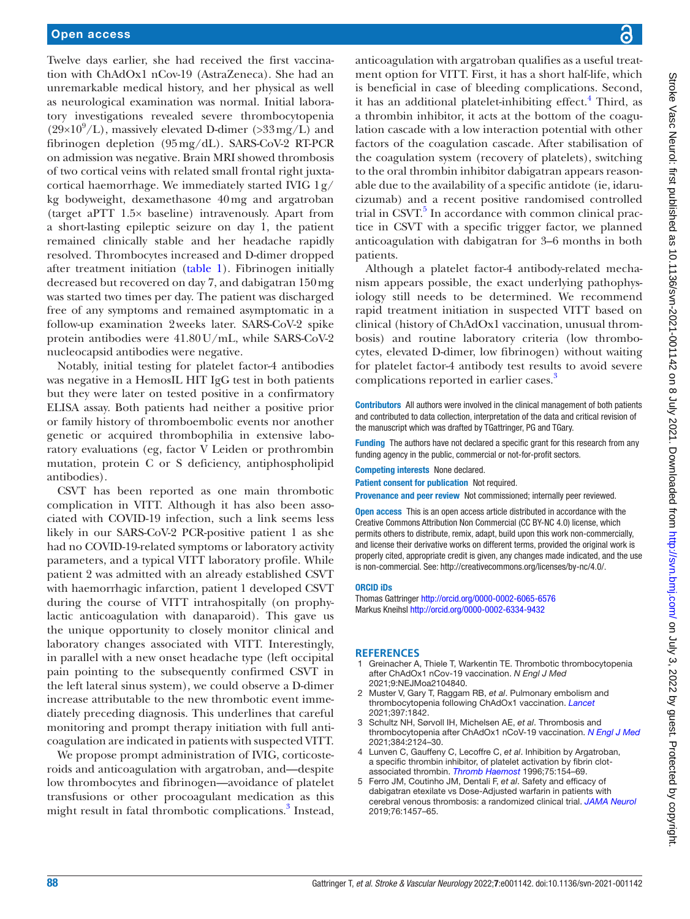Twelve days earlier, she had received the first vaccination with ChAdOx1 nCov-19 (AstraZeneca). She had an unremarkable medical history, and her physical as well as neurological examination was normal. Initial laboratory investigations revealed severe thrombocytopenia ($29\times10^9$/L), massively elevated D-dimer (>33 mg/L) and fibrinogen depletion (95 mg/dL). SARS-CoV-2 RT-PCR on admission was negative. Brain MRI showed thrombosis of two cortical veins with related small frontal right juxtacortical haemorrhage. We immediately started IVIG 1 g/kg bodyweight, dexamethasone 40 mg and argatroban (target aPTT 1.5× baseline) intravenously. Apart from a short-lasting epileptic seizure on day 1, the patient remained clinically stable and her headache rapidly resolved. Thrombocytes increased and D-dimer dropped after treatment initiation (table 1). Fibrinogen initially decreased but recovered on day 7, and dabigatran 150 mg was started two times per day. The patient was discharged free of any symptoms and remained asymptomatic in a follow-up examination 2 weeks later. SARS-CoV-2 spike protein antibodies were 41.80 U/mL, while SARS-CoV-2 nucleocapsid antibodies were negative.

Notably, initial testing for platelet factor-4 antibodies was negative in a HemosIL HIT IgG test in both patients but they were later on tested positive in a confirmatory ELISA assay. Both patients had neither a positive prior or family history of thromboembolic events nor another genetic or acquired thrombophilia in extensive laboratory evaluations (eg, factor V Leiden or prothrombin mutation, protein C or S deficiency, antiphospholipid antibodies).

CSVT has been reported as one main thrombotic complication in VITT. Although it has also been associated with COVID-19 infection, such a link seems less likely in our SARS-CoV-2 PCR-positive patient 1 as she had no COVID-19-related symptoms or laboratory activity parameters, and a typical VITT laboratory profile. While patient 2 was admitted with an already established CSVT with haemorrhagic infarction, patient 1 developed CSVT during the course of VITT intrahospitally (on prophylactic anticoagulation with danaparoid). This gave us the unique opportunity to closely monitor clinical and laboratory changes associated with VITT. Interestingly, in parallel with a new onset headache type (left occipital pain pointing to the subsequently confirmed CSVT in the left lateral sinus system), we could observe a D-dimer increase attributable to the new thrombotic event immediately preceding diagnosis. This underlines that careful monitoring and prompt therapy initiation with full anticoagulation are indicated in patients with suspected VITT.

We propose prompt administration of IVIG, corticosteroids and anticoagulation with argatroban, and—despite low thrombocytes and fibrinogen—avoidance of platelet transfusions or other procoagulant medication as this might result in fatal thrombotic complications.[3] Instead, anticoagulation with argatroban qualifies as a useful treatment option for VITT. First, it has a short half-life, which is beneficial in case of bleeding complications. Second, it has an additional platelet-inhibiting effect.[4] Third, as a thrombin inhibitor, it acts at the bottom of the coagulation cascade with a low interaction potential with other factors of the coagulation cascade. After stabilisation of the coagulation system (recovery of platelets), switching to the oral thrombin inhibitor dabigatran appears reasonable due to the availability of a specific antidote (ie, idarucizumab) and a recent positive randomised controlled trial in CSVT.[5] In accordance with common clinical practice in CSVT with a specific trigger factor, we planned anticoagulation with dabigatran for 3–6 months in both patients.

Although a platelet factor-4 antibody-related mechanism appears possible, the exact underlying pathophysiology still needs to be determined. We recommend rapid treatment initiation in suspected VITT based on clinical (history of ChAdOx1 vaccination, unusual thrombosis) and routine laboratory criteria (low thrombocytes, elevated D-dimer, low fibrinogen) without waiting for platelet factor-4 antibody test results to avoid severe complications reported in earlier cases.[3]

**Contributors** All authors were involved in the clinical management of both patients and contributed to data collection, interpretation of the data and critical revision of the manuscript which was drafted by TGattringer, PG and TGary.

**Funding** The authors have not declared a specific grant for this research from any funding agency in the public, commercial or not-for-profit sectors.

**Competing interests** None declared.

**Patient consent for publication** Not required.

**Provenance and peer review** Not commissioned; internally peer reviewed.

**Open access** This is an open access article distributed in accordance with the Creative Commons Attribution Non Commercial (CC BY-NC 4.0) license, which permits others to distribute, remix, adapt, build upon this work non-commercially, and license their derivative works on different terms, provided the original work is properly cited, appropriate credit is given, any changes made indicated, and the use is non-commercial. See: http://creativecommons.org/licenses/by-nc/4.0/.

**ORCID iDs**

Thomas Gattringer http://orcid.org/0000-0002-6065-6576
Markus Kneihsl http://orcid.org/0000-0002-6334-9432

## REFERENCES

1. Greinacher A, Thiele T, Warkentin TE. Thrombotic thrombocytopenia after ChAdOx1 nCov-19 vaccination. *N Engl J Med* 2021;9:NEJMoa2104840.
2. Muster V, Gary T, Raggam RB, *et al*. Pulmonary embolism and thrombocytopenia following ChAdOx1 vaccination. *Lancet* 2021;397:1842.
3. Schultz NH, Sørvoll IH, Michelsen AE, *et al*. Thrombosis and thrombocytopenia after ChAdOx1 nCoV-19 vaccination. *N Engl J Med* 2021;384:2124–30.
4. Lunven C, Gauffeny C, Lecoffre C, *et al*. Inhibition by Argatroban, a specific thrombin inhibitor, of platelet activation by fibrin clot-associated thrombin. *Thromb Haemost* 1996;75:154–69.
5. Ferro JM, Coutinho JM, Dentali F, *et al*. Safety and efficacy of dabigatran etexilate vs Dose-Adjusted warfarin in patients with cerebral venous thrombosis: a randomized clinical trial. *JAMA Neurol* 2019;76:1457–65.